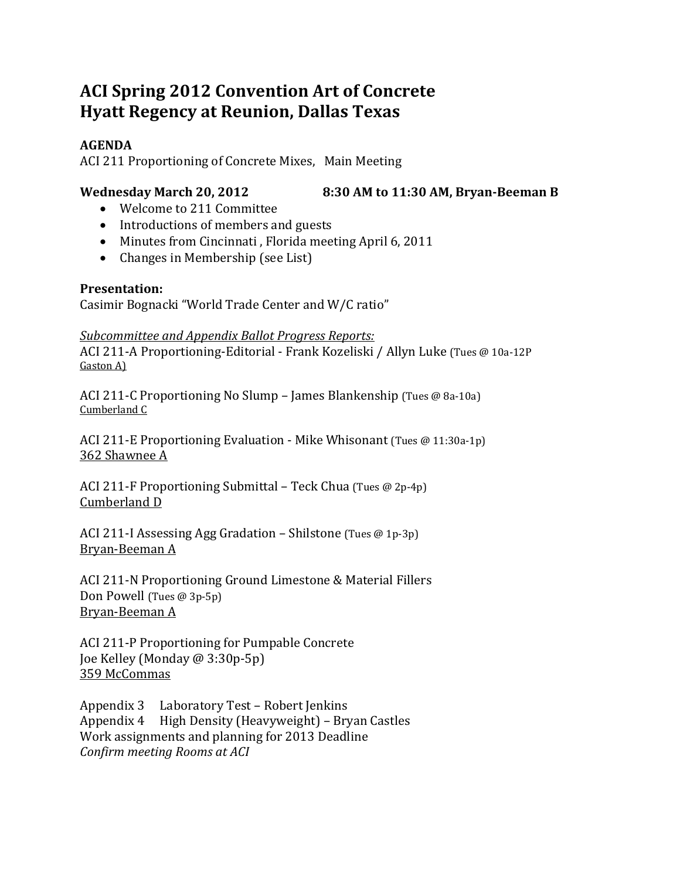# ACI Spring 2012 Convention Art of Concrete
# Hyatt Regency at Reunion, Dallas Texas

**AGENDA**

ACI 211 Proportioning of Concrete Mixes, Main Meeting

**Wednesday March 20, 2012 8:30 AM to 11:30 AM, Bryan-Beeman B**

- Welcome to 211 Committee
- Introductions of members and guests
- Minutes from Cincinnati , Florida meeting April 6, 2011
- Changes in Membership (see List)

**Presentation:**

Casimir Bognacki "World Trade Center and W/C ratio"

*Subcommittee and Appendix Ballot Progress Reports:*

ACI 211-A Proportioning-Editorial - Frank Kozeliski / Allyn Luke (Tues @ 10a-12P Gaston A)

ACI 211-C Proportioning No Slump – James Blankenship (Tues @ 8a-10a) Cumberland C

ACI 211-E Proportioning Evaluation - Mike Whisonant (Tues @ 11:30a-1p) 362 Shawnee A

ACI 211-F Proportioning Submittal – Teck Chua (Tues @ 2p-4p) Cumberland D

ACI 211-I Assessing Agg Gradation – Shilstone (Tues @ 1p-3p) Bryan-Beeman A

ACI 211-N Proportioning Ground Limestone & Material Fillers
Don Powell (Tues @ 3p-5p)
Bryan-Beeman A

ACI 211-P Proportioning for Pumpable Concrete
Joe Kelley (Monday @ 3:30p-5p)
359 McCommas

Appendix 3 Laboratory Test – Robert Jenkins
Appendix 4 High Density (Heavyweight) – Bryan Castles
Work assignments and planning for 2013 Deadline
*Confirm meeting Rooms at ACI*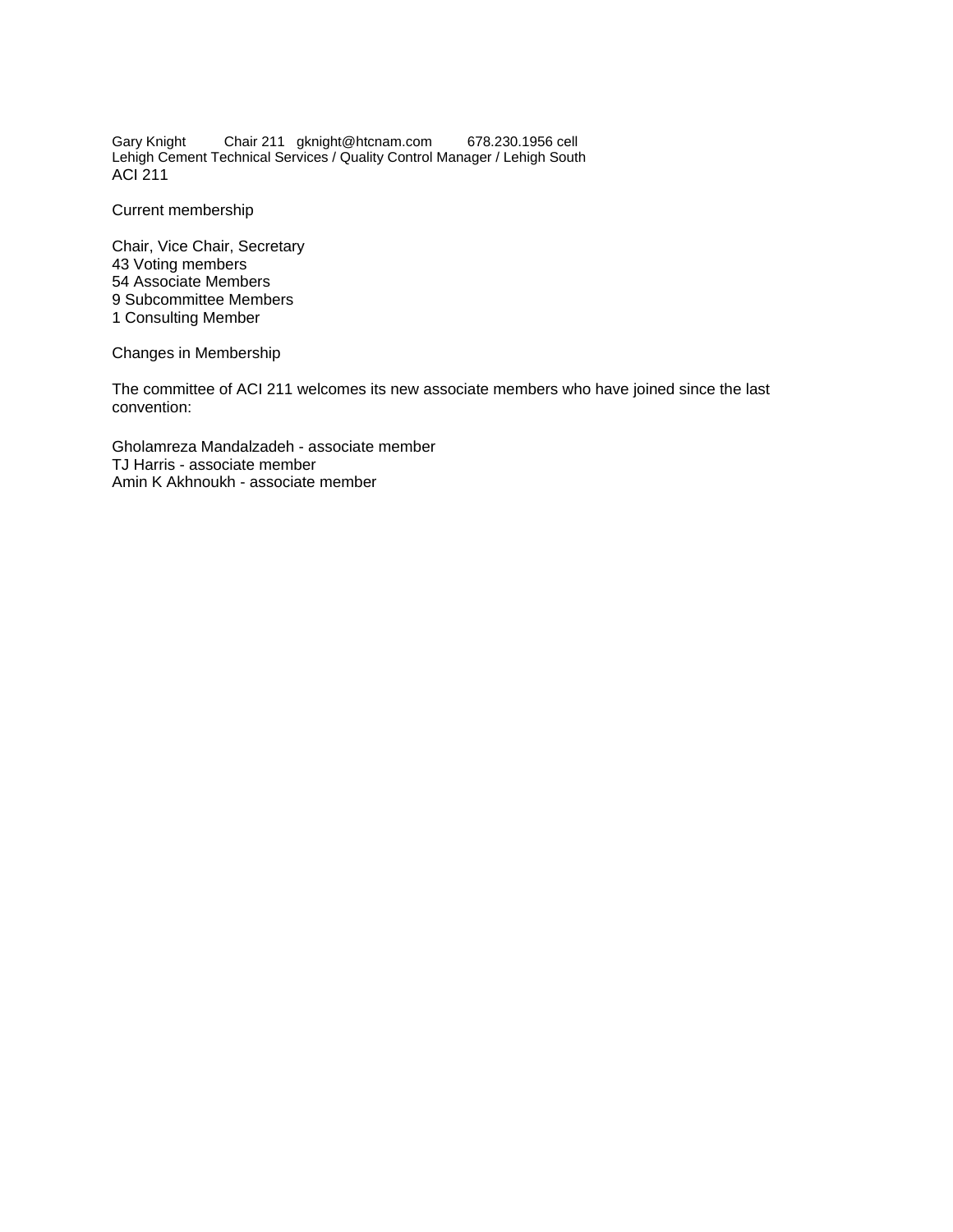Gary Knight Chair 211 gknight@htcnam.com 678.230.1956 cell
Lehigh Cement Technical Services / Quality Control Manager / Lehigh South
ACI 211

Current membership

Chair, Vice Chair, Secretary
43 Voting members
54 Associate Members
9 Subcommittee Members
1 Consulting Member

Changes in Membership

The committee of ACI 211 welcomes its new associate members who have joined since the last convention:

Gholamreza Mandalzadeh - associate member
TJ Harris - associate member
Amin K Akhnoukh - associate member